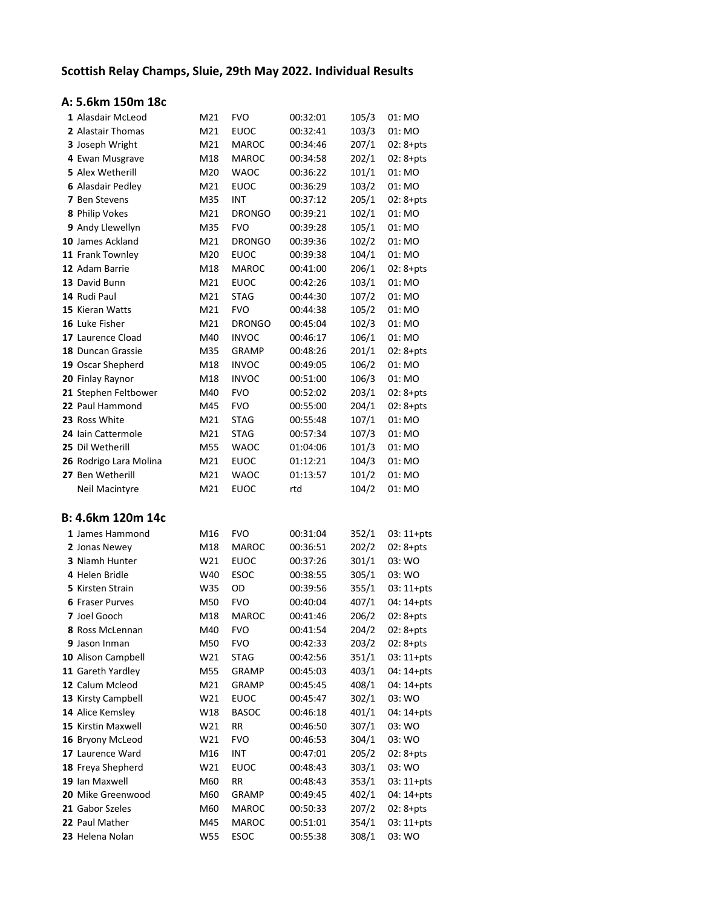# Scottish Relay Champs, Sluie, 29th May 2022. Individual Results

## A: 5.6km 150m 18c

| Pos | Name | Class | Club | Time | Team/Leg | Course |
|---|---|---|---|---|---|---|
| 1 | Alasdair McLeod | M21 | FVO | 00:32:01 | 105/3 | 01: MO |
| 2 | Alastair Thomas | M21 | EUOC | 00:32:41 | 103/3 | 01: MO |
| 3 | Joseph Wright | M21 | MAROC | 00:34:46 | 207/1 | 02: 8+pts |
| 4 | Ewan Musgrave | M18 | MAROC | 00:34:58 | 202/1 | 02: 8+pts |
| 5 | Alex Wetherill | M20 | WAOC | 00:36:22 | 101/1 | 01: MO |
| 6 | Alasdair Pedley | M21 | EUOC | 00:36:29 | 103/2 | 01: MO |
| 7 | Ben Stevens | M35 | INT | 00:37:12 | 205/1 | 02: 8+pts |
| 8 | Philip Vokes | M21 | DRONGO | 00:39:21 | 102/1 | 01: MO |
| 9 | Andy Llewellyn | M35 | FVO | 00:39:28 | 105/1 | 01: MO |
| 10 | James Ackland | M21 | DRONGO | 00:39:36 | 102/2 | 01: MO |
| 11 | Frank Townley | M20 | EUOC | 00:39:38 | 104/1 | 01: MO |
| 12 | Adam Barrie | M18 | MAROC | 00:41:00 | 206/1 | 02: 8+pts |
| 13 | David Bunn | M21 | EUOC | 00:42:26 | 103/1 | 01: MO |
| 14 | Rudi Paul | M21 | STAG | 00:44:30 | 107/2 | 01: MO |
| 15 | Kieran Watts | M21 | FVO | 00:44:38 | 105/2 | 01: MO |
| 16 | Luke Fisher | M21 | DRONGO | 00:45:04 | 102/3 | 01: MO |
| 17 | Laurence Cload | M40 | INVOC | 00:46:17 | 106/1 | 01: MO |
| 18 | Duncan Grassie | M35 | GRAMP | 00:48:26 | 201/1 | 02: 8+pts |
| 19 | Oscar Shepherd | M18 | INVOC | 00:49:05 | 106/2 | 01: MO |
| 20 | Finlay Raynor | M18 | INVOC | 00:51:00 | 106/3 | 01: MO |
| 21 | Stephen Feltbower | M40 | FVO | 00:52:02 | 203/1 | 02: 8+pts |
| 22 | Paul Hammond | M45 | FVO | 00:55:00 | 204/1 | 02: 8+pts |
| 23 | Ross White | M21 | STAG | 00:55:48 | 107/1 | 01: MO |
| 24 | Iain Cattermole | M21 | STAG | 00:57:34 | 107/3 | 01: MO |
| 25 | Dil Wetherill | M55 | WAOC | 01:04:06 | 101/3 | 01: MO |
| 26 | Rodrigo Lara Molina | M21 | EUOC | 01:12:21 | 104/3 | 01: MO |
| 27 | Ben Wetherill | M21 | WAOC | 01:13:57 | 101/2 | 01: MO |
| | Neil Macintyre | M21 | EUOC | rtd | 104/2 | 01: MO |

## B: 4.6km 120m 14c

| Pos | Name | Class | Club | Time | Team/Leg | Course |
|---|---|---|---|---|---|---|
| 1 | James Hammond | M16 | FVO | 00:31:04 | 352/1 | 03: 11+pts |
| 2 | Jonas Newey | M18 | MAROC | 00:36:51 | 202/2 | 02: 8+pts |
| 3 | Niamh Hunter | W21 | EUOC | 00:37:26 | 301/1 | 03: WO |
| 4 | Helen Bridle | W40 | ESOC | 00:38:55 | 305/1 | 03: WO |
| 5 | Kirsten Strain | W35 | OD | 00:39:56 | 355/1 | 03: 11+pts |
| 6 | Fraser Purves | M50 | FVO | 00:40:04 | 407/1 | 04: 14+pts |
| 7 | Joel Gooch | M18 | MAROC | 00:41:46 | 206/2 | 02: 8+pts |
| 8 | Ross McLennan | M40 | FVO | 00:41:54 | 204/2 | 02: 8+pts |
| 9 | Jason Inman | M50 | FVO | 00:42:33 | 203/2 | 02: 8+pts |
| 10 | Alison Campbell | W21 | STAG | 00:42:56 | 351/1 | 03: 11+pts |
| 11 | Gareth Yardley | M55 | GRAMP | 00:45:03 | 403/1 | 04: 14+pts |
| 12 | Calum Mcleod | M21 | GRAMP | 00:45:45 | 408/1 | 04: 14+pts |
| 13 | Kirsty Campbell | W21 | EUOC | 00:45:47 | 302/1 | 03: WO |
| 14 | Alice Kemsley | W18 | BASOC | 00:46:18 | 401/1 | 04: 14+pts |
| 15 | Kirstin Maxwell | W21 | RR | 00:46:50 | 307/1 | 03: WO |
| 16 | Bryony McLeod | W21 | FVO | 00:46:53 | 304/1 | 03: WO |
| 17 | Laurence Ward | M16 | INT | 00:47:01 | 205/2 | 02: 8+pts |
| 18 | Freya Shepherd | W21 | EUOC | 00:48:43 | 303/1 | 03: WO |
| 19 | Ian Maxwell | M60 | RR | 00:48:43 | 353/1 | 03: 11+pts |
| 20 | Mike Greenwood | M60 | GRAMP | 00:49:45 | 402/1 | 04: 14+pts |
| 21 | Gabor Szeles | M60 | MAROC | 00:50:33 | 207/2 | 02: 8+pts |
| 22 | Paul Mather | M45 | MAROC | 00:51:01 | 354/1 | 03: 11+pts |
| 23 | Helena Nolan | W55 | ESOC | 00:55:38 | 308/1 | 03: WO |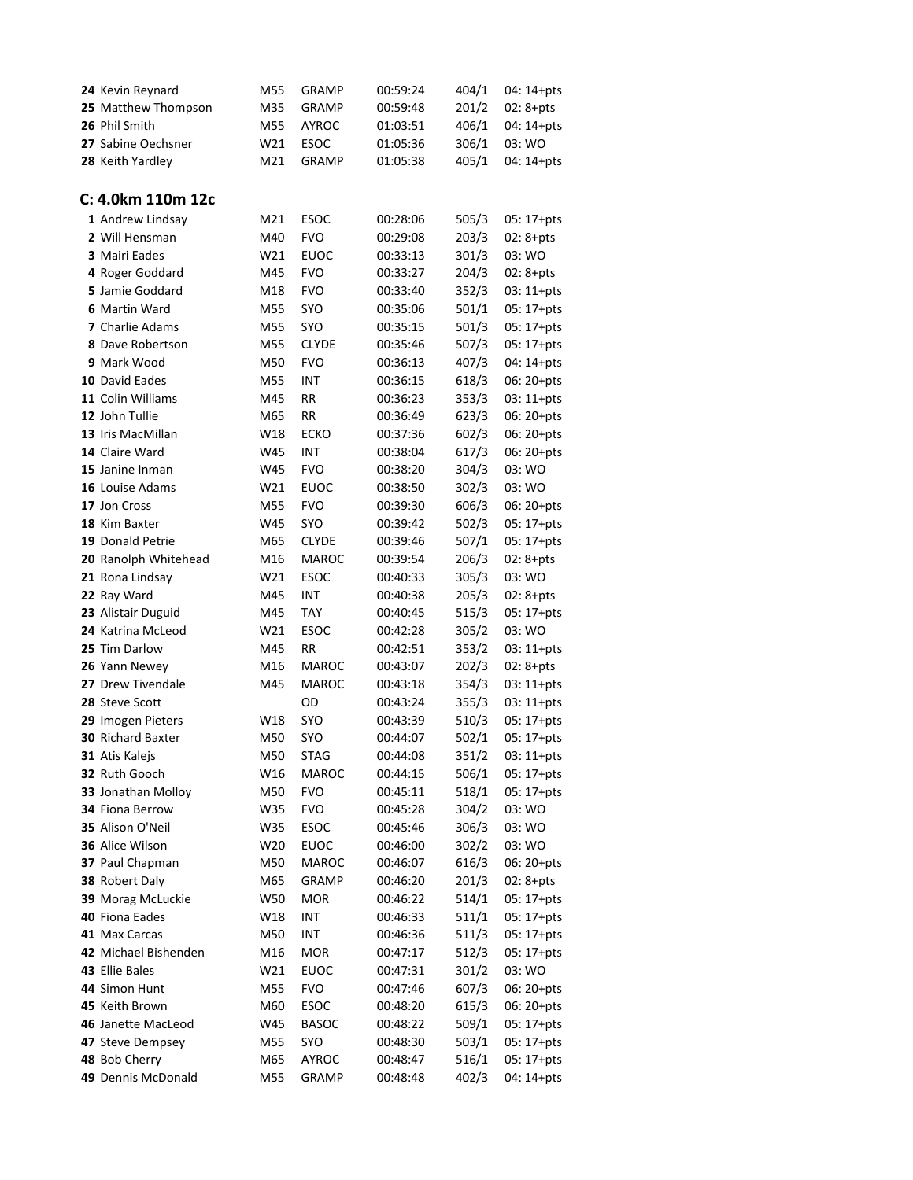| Pos | Name | Class | Club | Time | | |
|---|---|---|---|---|---|---|
| **24** | Kevin Reynard | M55 | GRAMP | 00:59:24 | 404/1 | 04: 14+pts |
| **25** | Matthew Thompson | M35 | GRAMP | 00:59:48 | 201/2 | 02: 8+pts |
| **26** | Phil Smith | M55 | AYROC | 01:03:51 | 406/1 | 04: 14+pts |
| **27** | Sabine Oechsner | W21 | ESOC | 01:05:36 | 306/1 | 03: WO |
| **28** | Keith Yardley | M21 | GRAMP | 01:05:38 | 405/1 | 04: 14+pts |

## C: 4.0km 110m 12c

| Pos | Name | Class | Club | Time | | |
|---|---|---|---|---|---|---|
| **1** | Andrew Lindsay | M21 | ESOC | 00:28:06 | 505/3 | 05: 17+pts |
| **2** | Will Hensman | M40 | FVO | 00:29:08 | 203/3 | 02: 8+pts |
| **3** | Mairi Eades | W21 | EUOC | 00:33:13 | 301/3 | 03: WO |
| **4** | Roger Goddard | M45 | FVO | 00:33:27 | 204/3 | 02: 8+pts |
| **5** | Jamie Goddard | M18 | FVO | 00:33:40 | 352/3 | 03: 11+pts |
| **6** | Martin Ward | M55 | SYO | 00:35:06 | 501/1 | 05: 17+pts |
| **7** | Charlie Adams | M55 | SYO | 00:35:15 | 501/3 | 05: 17+pts |
| **8** | Dave Robertson | M55 | CLYDE | 00:35:46 | 507/3 | 05: 17+pts |
| **9** | Mark Wood | M50 | FVO | 00:36:13 | 407/3 | 04: 14+pts |
| **10** | David Eades | M55 | INT | 00:36:15 | 618/3 | 06: 20+pts |
| **11** | Colin Williams | M45 | RR | 00:36:23 | 353/3 | 03: 11+pts |
| **12** | John Tullie | M65 | RR | 00:36:49 | 623/3 | 06: 20+pts |
| **13** | Iris MacMillan | W18 | ECKO | 00:37:36 | 602/3 | 06: 20+pts |
| **14** | Claire Ward | W45 | INT | 00:38:04 | 617/3 | 06: 20+pts |
| **15** | Janine Inman | W45 | FVO | 00:38:20 | 304/3 | 03: WO |
| **16** | Louise Adams | W21 | EUOC | 00:38:50 | 302/3 | 03: WO |
| **17** | Jon Cross | M55 | FVO | 00:39:30 | 606/3 | 06: 20+pts |
| **18** | Kim Baxter | W45 | SYO | 00:39:42 | 502/3 | 05: 17+pts |
| **19** | Donald Petrie | M65 | CLYDE | 00:39:46 | 507/1 | 05: 17+pts |
| **20** | Ranolph Whitehead | M16 | MAROC | 00:39:54 | 206/3 | 02: 8+pts |
| **21** | Rona Lindsay | W21 | ESOC | 00:40:33 | 305/3 | 03: WO |
| **22** | Ray Ward | M45 | INT | 00:40:38 | 205/3 | 02: 8+pts |
| **23** | Alistair Duguid | M45 | TAY | 00:40:45 | 515/3 | 05: 17+pts |
| **24** | Katrina McLeod | W21 | ESOC | 00:42:28 | 305/2 | 03: WO |
| **25** | Tim Darlow | M45 | RR | 00:42:51 | 353/2 | 03: 11+pts |
| **26** | Yann Newey | M16 | MAROC | 00:43:07 | 202/3 | 02: 8+pts |
| **27** | Drew Tivendale | M45 | MAROC | 00:43:18 | 354/3 | 03: 11+pts |
| **28** | Steve Scott | | OD | 00:43:24 | 355/3 | 03: 11+pts |
| **29** | Imogen Pieters | W18 | SYO | 00:43:39 | 510/3 | 05: 17+pts |
| **30** | Richard Baxter | M50 | SYO | 00:44:07 | 502/1 | 05: 17+pts |
| **31** | Atis Kalejs | M50 | STAG | 00:44:08 | 351/2 | 03: 11+pts |
| **32** | Ruth Gooch | W16 | MAROC | 00:44:15 | 506/1 | 05: 17+pts |
| **33** | Jonathan Molloy | M50 | FVO | 00:45:11 | 518/1 | 05: 17+pts |
| **34** | Fiona Berrow | W35 | FVO | 00:45:28 | 304/2 | 03: WO |
| **35** | Alison O'Neil | W35 | ESOC | 00:45:46 | 306/3 | 03: WO |
| **36** | Alice Wilson | W20 | EUOC | 00:46:00 | 302/2 | 03: WO |
| **37** | Paul Chapman | M50 | MAROC | 00:46:07 | 616/3 | 06: 20+pts |
| **38** | Robert Daly | M65 | GRAMP | 00:46:20 | 201/3 | 02: 8+pts |
| **39** | Morag McLuckie | W50 | MOR | 00:46:22 | 514/1 | 05: 17+pts |
| **40** | Fiona Eades | W18 | INT | 00:46:33 | 511/1 | 05: 17+pts |
| **41** | Max Carcas | M50 | INT | 00:46:36 | 511/3 | 05: 17+pts |
| **42** | Michael Bishenden | M16 | MOR | 00:47:17 | 512/3 | 05: 17+pts |
| **43** | Ellie Bales | W21 | EUOC | 00:47:31 | 301/2 | 03: WO |
| **44** | Simon Hunt | M55 | FVO | 00:47:46 | 607/3 | 06: 20+pts |
| **45** | Keith Brown | M60 | ESOC | 00:48:20 | 615/3 | 06: 20+pts |
| **46** | Janette MacLeod | W45 | BASOC | 00:48:22 | 509/1 | 05: 17+pts |
| **47** | Steve Dempsey | M55 | SYO | 00:48:30 | 503/1 | 05: 17+pts |
| **48** | Bob Cherry | M65 | AYROC | 00:48:47 | 516/1 | 05: 17+pts |
| **49** | Dennis McDonald | M55 | GRAMP | 00:48:48 | 402/3 | 04: 14+pts |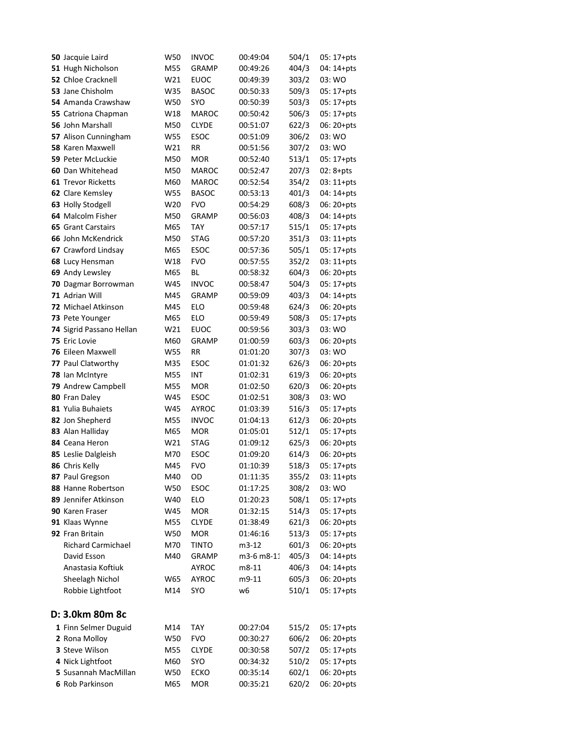| | | | | | | |
|---|---|---|---|---|---|---|
| **50** | Jacquie Laird | W50 | INVOC | 00:49:04 | 504/1 | 05: 17+pts |
| **51** | Hugh Nicholson | M55 | GRAMP | 00:49:26 | 404/3 | 04: 14+pts |
| **52** | Chloe Cracknell | W21 | EUOC | 00:49:39 | 303/2 | 03: WO |
| **53** | Jane Chisholm | W35 | BASOC | 00:50:33 | 509/3 | 05: 17+pts |
| **54** | Amanda Crawshaw | W50 | SYO | 00:50:39 | 503/3 | 05: 17+pts |
| **55** | Catriona Chapman | W18 | MAROC | 00:50:42 | 506/3 | 05: 17+pts |
| **56** | John Marshall | M50 | CLYDE | 00:51:07 | 622/3 | 06: 20+pts |
| **57** | Alison Cunningham | W55 | ESOC | 00:51:09 | 306/2 | 03: WO |
| **58** | Karen Maxwell | W21 | RR | 00:51:56 | 307/2 | 03: WO |
| **59** | Peter McLuckie | M50 | MOR | 00:52:40 | 513/1 | 05: 17+pts |
| **60** | Dan Whitehead | M50 | MAROC | 00:52:47 | 207/3 | 02: 8+pts |
| **61** | Trevor Ricketts | M60 | MAROC | 00:52:54 | 354/2 | 03: 11+pts |
| **62** | Clare Kemsley | W55 | BASOC | 00:53:13 | 401/3 | 04: 14+pts |
| **63** | Holly Stodgell | W20 | FVO | 00:54:29 | 608/3 | 06: 20+pts |
| **64** | Malcolm Fisher | M50 | GRAMP | 00:56:03 | 408/3 | 04: 14+pts |
| **65** | Grant Carstairs | M65 | TAY | 00:57:17 | 515/1 | 05: 17+pts |
| **66** | John McKendrick | M50 | STAG | 00:57:20 | 351/3 | 03: 11+pts |
| **67** | Crawford Lindsay | M65 | ESOC | 00:57:36 | 505/1 | 05: 17+pts |
| **68** | Lucy Hensman | W18 | FVO | 00:57:55 | 352/2 | 03: 11+pts |
| **69** | Andy Lewsley | M65 | BL | 00:58:32 | 604/3 | 06: 20+pts |
| **70** | Dagmar Borrowman | W45 | INVOC | 00:58:47 | 504/3 | 05: 17+pts |
| **71** | Adrian Will | M45 | GRAMP | 00:59:09 | 403/3 | 04: 14+pts |
| **72** | Michael Atkinson | M45 | ELO | 00:59:48 | 624/3 | 06: 20+pts |
| **73** | Pete Younger | M65 | ELO | 00:59:49 | 508/3 | 05: 17+pts |
| **74** | Sigrid Passano Hellan | W21 | EUOC | 00:59:56 | 303/3 | 03: WO |
| **75** | Eric Lovie | M60 | GRAMP | 01:00:59 | 603/3 | 06: 20+pts |
| **76** | Eileen Maxwell | W55 | RR | 01:01:20 | 307/3 | 03: WO |
| **77** | Paul Clatworthy | M35 | ESOC | 01:01:32 | 626/3 | 06: 20+pts |
| **78** | Ian McIntyre | M55 | INT | 01:02:31 | 619/3 | 06: 20+pts |
| **79** | Andrew Campbell | M55 | MOR | 01:02:50 | 620/3 | 06: 20+pts |
| **80** | Fran Daley | W45 | ESOC | 01:02:51 | 308/3 | 03: WO |
| **81** | Yulia Buhaiets | W45 | AYROC | 01:03:39 | 516/3 | 05: 17+pts |
| **82** | Jon Shepherd | M55 | INVOC | 01:04:13 | 612/3 | 06: 20+pts |
| **83** | Alan Halliday | M65 | MOR | 01:05:01 | 512/1 | 05: 17+pts |
| **84** | Ceana Heron | W21 | STAG | 01:09:12 | 625/3 | 06: 20+pts |
| **85** | Leslie Dalgleish | M70 | ESOC | 01:09:20 | 614/3 | 06: 20+pts |
| **86** | Chris Kelly | M45 | FVO | 01:10:39 | 518/3 | 05: 17+pts |
| **87** | Paul Gregson | M40 | OD | 01:11:35 | 355/2 | 03: 11+pts |
| **88** | Hanne Robertson | W50 | ESOC | 01:17:25 | 308/2 | 03: WO |
| **89** | Jennifer Atkinson | W40 | ELO | 01:20:23 | 508/1 | 05: 17+pts |
| **90** | Karen Fraser | W45 | MOR | 01:32:15 | 514/3 | 05: 17+pts |
| **91** | Klaas Wynne | M55 | CLYDE | 01:38:49 | 621/3 | 06: 20+pts |
| **92** | Fran Britain | W50 | MOR | 01:46:16 | 513/3 | 05: 17+pts |
| | Richard Carmichael | M70 | TINTO | m3-12 | 601/3 | 06: 20+pts |
| | David Esson | M40 | GRAMP | m3-6 m8-11 | 405/3 | 04: 14+pts |
| | Anastasia Koftiuk | | AYROC | m8-11 | 406/3 | 04: 14+pts |
| | Sheelagh Nichol | W65 | AYROC | m9-11 | 605/3 | 06: 20+pts |
| | Robbie Lightfoot | M14 | SYO | w6 | 510/1 | 05: 17+pts |

## D: 3.0km 80m 8c

| | | | | | | |
|---|---|---|---|---|---|---|
| **1** | Finn Selmer Duguid | M14 | TAY | 00:27:04 | 515/2 | 05: 17+pts |
| **2** | Rona Molloy | W50 | FVO | 00:30:27 | 606/2 | 06: 20+pts |
| **3** | Steve Wilson | M55 | CLYDE | 00:30:58 | 507/2 | 05: 17+pts |
| **4** | Nick Lightfoot | M60 | SYO | 00:34:32 | 510/2 | 05: 17+pts |
| **5** | Susannah MacMillan | W50 | ECKO | 00:35:14 | 602/1 | 06: 20+pts |
| **6** | Rob Parkinson | M65 | MOR | 00:35:21 | 620/2 | 06: 20+pts |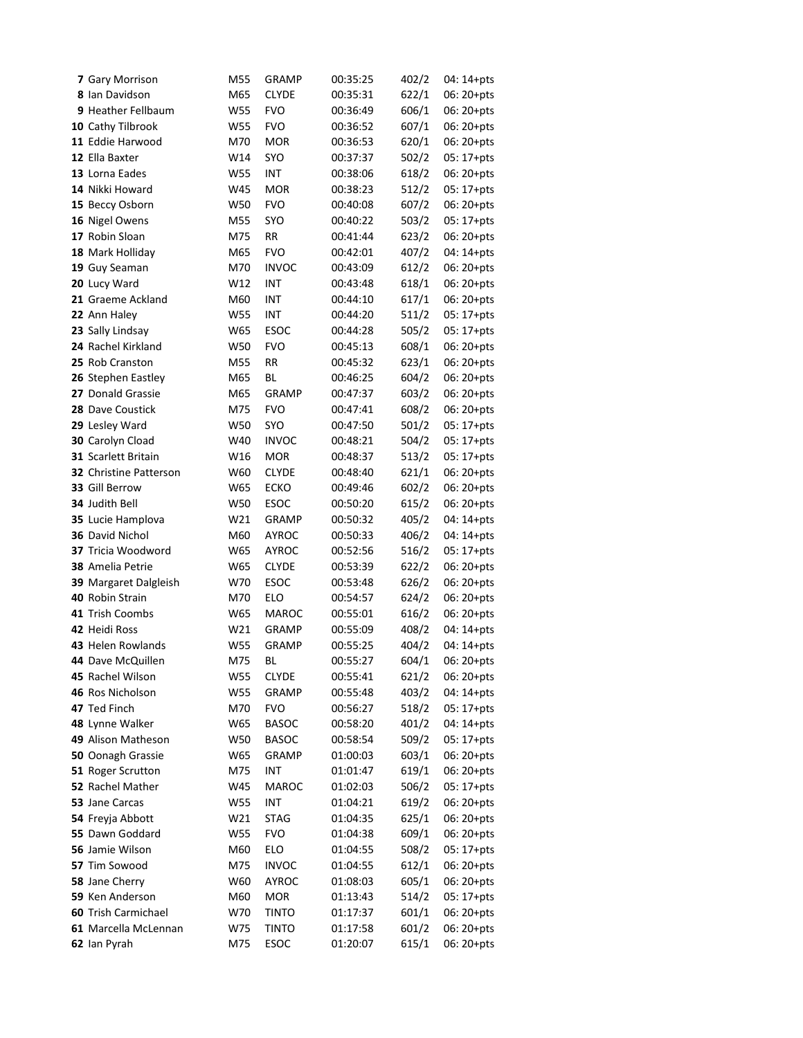| | | | | | | |
|---|---|---|---|---|---|---|
| **7** | Gary Morrison | M55 | GRAMP | 00:35:25 | 402/2 | 04: 14+pts |
| **8** | Ian Davidson | M65 | CLYDE | 00:35:31 | 622/1 | 06: 20+pts |
| **9** | Heather Fellbaum | W55 | FVO | 00:36:49 | 606/1 | 06: 20+pts |
| **10** | Cathy Tilbrook | W55 | FVO | 00:36:52 | 607/1 | 06: 20+pts |
| **11** | Eddie Harwood | M70 | MOR | 00:36:53 | 620/1 | 06: 20+pts |
| **12** | Ella Baxter | W14 | SYO | 00:37:37 | 502/2 | 05: 17+pts |
| **13** | Lorna Eades | W55 | INT | 00:38:06 | 618/2 | 06: 20+pts |
| **14** | Nikki Howard | W45 | MOR | 00:38:23 | 512/2 | 05: 17+pts |
| **15** | Beccy Osborn | W50 | FVO | 00:40:08 | 607/2 | 06: 20+pts |
| **16** | Nigel Owens | M55 | SYO | 00:40:22 | 503/2 | 05: 17+pts |
| **17** | Robin Sloan | M75 | RR | 00:41:44 | 623/2 | 06: 20+pts |
| **18** | Mark Holliday | M65 | FVO | 00:42:01 | 407/2 | 04: 14+pts |
| **19** | Guy Seaman | M70 | INVOC | 00:43:09 | 612/2 | 06: 20+pts |
| **20** | Lucy Ward | W12 | INT | 00:43:48 | 618/1 | 06: 20+pts |
| **21** | Graeme Ackland | M60 | INT | 00:44:10 | 617/1 | 06: 20+pts |
| **22** | Ann Haley | W55 | INT | 00:44:20 | 511/2 | 05: 17+pts |
| **23** | Sally Lindsay | W65 | ESOC | 00:44:28 | 505/2 | 05: 17+pts |
| **24** | Rachel Kirkland | W50 | FVO | 00:45:13 | 608/1 | 06: 20+pts |
| **25** | Rob Cranston | M55 | RR | 00:45:32 | 623/1 | 06: 20+pts |
| **26** | Stephen Eastley | M65 | BL | 00:46:25 | 604/2 | 06: 20+pts |
| **27** | Donald Grassie | M65 | GRAMP | 00:47:37 | 603/2 | 06: 20+pts |
| **28** | Dave Coustick | M75 | FVO | 00:47:41 | 608/2 | 06: 20+pts |
| **29** | Lesley Ward | W50 | SYO | 00:47:50 | 501/2 | 05: 17+pts |
| **30** | Carolyn Cload | W40 | INVOC | 00:48:21 | 504/2 | 05: 17+pts |
| **31** | Scarlett Britain | W16 | MOR | 00:48:37 | 513/2 | 05: 17+pts |
| **32** | Christine Patterson | W60 | CLYDE | 00:48:40 | 621/1 | 06: 20+pts |
| **33** | Gill Berrow | W65 | ECKO | 00:49:46 | 602/2 | 06: 20+pts |
| **34** | Judith Bell | W50 | ESOC | 00:50:20 | 615/2 | 06: 20+pts |
| **35** | Lucie Hamplova | W21 | GRAMP | 00:50:32 | 405/2 | 04: 14+pts |
| **36** | David Nichol | M60 | AYROC | 00:50:33 | 406/2 | 04: 14+pts |
| **37** | Tricia Woodword | W65 | AYROC | 00:52:56 | 516/2 | 05: 17+pts |
| **38** | Amelia Petrie | W65 | CLYDE | 00:53:39 | 622/2 | 06: 20+pts |
| **39** | Margaret Dalgleish | W70 | ESOC | 00:53:48 | 626/2 | 06: 20+pts |
| **40** | Robin Strain | M70 | ELO | 00:54:57 | 624/2 | 06: 20+pts |
| **41** | Trish Coombs | W65 | MAROC | 00:55:01 | 616/2 | 06: 20+pts |
| **42** | Heidi Ross | W21 | GRAMP | 00:55:09 | 408/2 | 04: 14+pts |
| **43** | Helen Rowlands | W55 | GRAMP | 00:55:25 | 404/2 | 04: 14+pts |
| **44** | Dave McQuillen | M75 | BL | 00:55:27 | 604/1 | 06: 20+pts |
| **45** | Rachel Wilson | W55 | CLYDE | 00:55:41 | 621/2 | 06: 20+pts |
| **46** | Ros Nicholson | W55 | GRAMP | 00:55:48 | 403/2 | 04: 14+pts |
| **47** | Ted Finch | M70 | FVO | 00:56:27 | 518/2 | 05: 17+pts |
| **48** | Lynne Walker | W65 | BASOC | 00:58:20 | 401/2 | 04: 14+pts |
| **49** | Alison Matheson | W50 | BASOC | 00:58:54 | 509/2 | 05: 17+pts |
| **50** | Oonagh Grassie | W65 | GRAMP | 01:00:03 | 603/1 | 06: 20+pts |
| **51** | Roger Scrutton | M75 | INT | 01:01:47 | 619/1 | 06: 20+pts |
| **52** | Rachel Mather | W45 | MAROC | 01:02:03 | 506/2 | 05: 17+pts |
| **53** | Jane Carcas | W55 | INT | 01:04:21 | 619/2 | 06: 20+pts |
| **54** | Freyja Abbott | W21 | STAG | 01:04:35 | 625/1 | 06: 20+pts |
| **55** | Dawn Goddard | W55 | FVO | 01:04:38 | 609/1 | 06: 20+pts |
| **56** | Jamie Wilson | M60 | ELO | 01:04:55 | 508/2 | 05: 17+pts |
| **57** | Tim Sowood | M75 | INVOC | 01:04:55 | 612/1 | 06: 20+pts |
| **58** | Jane Cherry | W60 | AYROC | 01:08:03 | 605/1 | 06: 20+pts |
| **59** | Ken Anderson | M60 | MOR | 01:13:43 | 514/2 | 05: 17+pts |
| **60** | Trish Carmichael | W70 | TINTO | 01:17:37 | 601/1 | 06: 20+pts |
| **61** | Marcella McLennan | W75 | TINTO | 01:17:58 | 601/2 | 06: 20+pts |
| **62** | Ian Pyrah | M75 | ESOC | 01:20:07 | 615/1 | 06: 20+pts |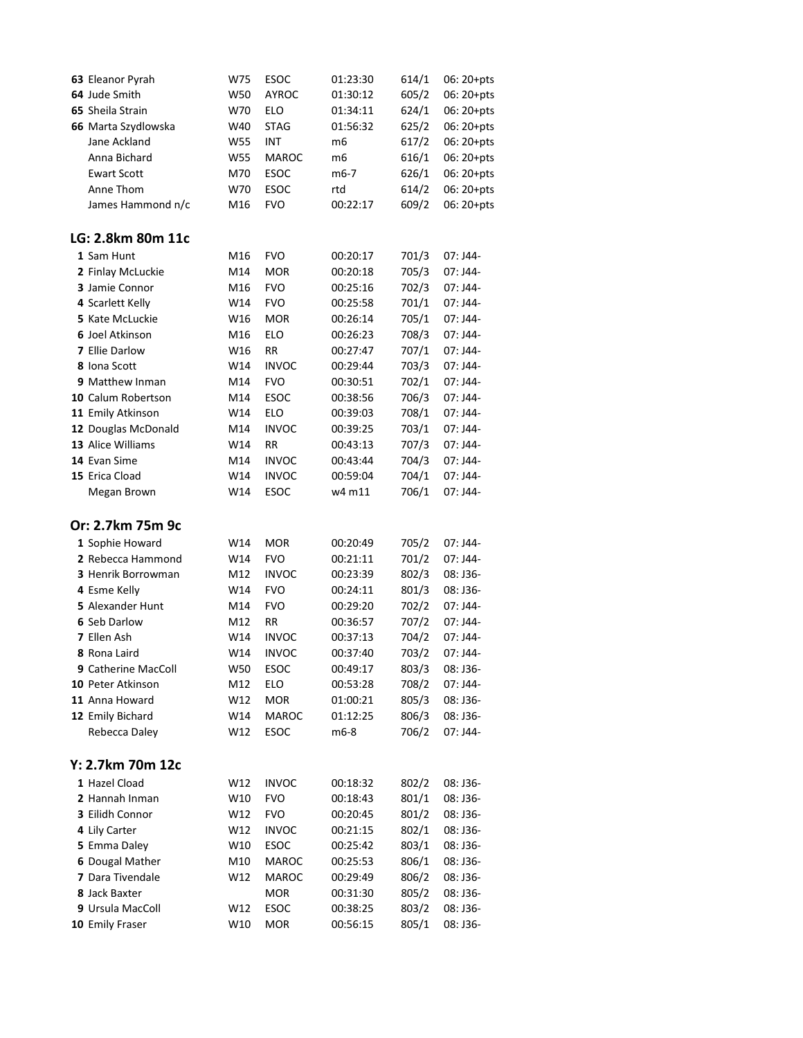| | | | | | | |
|---|---|---|---|---|---|---|
| 63 | Eleanor Pyrah | W75 | ESOC | 01:23:30 | 614/1 | 06: 20+pts |
| 64 | Jude Smith | W50 | AYROC | 01:30:12 | 605/2 | 06: 20+pts |
| 65 | Sheila Strain | W70 | ELO | 01:34:11 | 624/1 | 06: 20+pts |
| 66 | Marta Szydlowska | W40 | STAG | 01:56:32 | 625/2 | 06: 20+pts |
| | Jane Ackland | W55 | INT | m6 | 617/2 | 06: 20+pts |
| | Anna Bichard | W55 | MAROC | m6 | 616/1 | 06: 20+pts |
| | Ewart Scott | M70 | ESOC | m6-7 | 626/1 | 06: 20+pts |
| | Anne Thom | W70 | ESOC | rtd | 614/2 | 06: 20+pts |
| | James Hammond n/c | M16 | FVO | 00:22:17 | 609/2 | 06: 20+pts |

## LG: 2.8km 80m 11c

| | | | | | | |
|---|---|---|---|---|---|---|
| 1 | Sam Hunt | M16 | FVO | 00:20:17 | 701/3 | 07: J44- |
| 2 | Finlay McLuckie | M14 | MOR | 00:20:18 | 705/3 | 07: J44- |
| 3 | Jamie Connor | M16 | FVO | 00:25:16 | 702/3 | 07: J44- |
| 4 | Scarlett Kelly | W14 | FVO | 00:25:58 | 701/1 | 07: J44- |
| 5 | Kate McLuckie | W16 | MOR | 00:26:14 | 705/1 | 07: J44- |
| 6 | Joel Atkinson | M16 | ELO | 00:26:23 | 708/3 | 07: J44- |
| 7 | Ellie Darlow | W16 | RR | 00:27:47 | 707/1 | 07: J44- |
| 8 | Iona Scott | W14 | INVOC | 00:29:44 | 703/3 | 07: J44- |
| 9 | Matthew Inman | M14 | FVO | 00:30:51 | 702/1 | 07: J44- |
| 10 | Calum Robertson | M14 | ESOC | 00:38:56 | 706/3 | 07: J44- |
| 11 | Emily Atkinson | W14 | ELO | 00:39:03 | 708/1 | 07: J44- |
| 12 | Douglas McDonald | M14 | INVOC | 00:39:25 | 703/1 | 07: J44- |
| 13 | Alice Williams | W14 | RR | 00:43:13 | 707/3 | 07: J44- |
| 14 | Evan Sime | M14 | INVOC | 00:43:44 | 704/3 | 07: J44- |
| 15 | Erica Cload | W14 | INVOC | 00:59:04 | 704/1 | 07: J44- |
| | Megan Brown | W14 | ESOC | w4 m11 | 706/1 | 07: J44- |

## Or: 2.7km 75m 9c

| | | | | | | |
|---|---|---|---|---|---|---|
| 1 | Sophie Howard | W14 | MOR | 00:20:49 | 705/2 | 07: J44- |
| 2 | Rebecca Hammond | W14 | FVO | 00:21:11 | 701/2 | 07: J44- |
| 3 | Henrik Borrowman | M12 | INVOC | 00:23:39 | 802/3 | 08: J36- |
| 4 | Esme Kelly | W14 | FVO | 00:24:11 | 801/3 | 08: J36- |
| 5 | Alexander Hunt | M14 | FVO | 00:29:20 | 702/2 | 07: J44- |
| 6 | Seb Darlow | M12 | RR | 00:36:57 | 707/2 | 07: J44- |
| 7 | Ellen Ash | W14 | INVOC | 00:37:13 | 704/2 | 07: J44- |
| 8 | Rona Laird | W14 | INVOC | 00:37:40 | 703/2 | 07: J44- |
| 9 | Catherine MacColl | W50 | ESOC | 00:49:17 | 803/3 | 08: J36- |
| 10 | Peter Atkinson | M12 | ELO | 00:53:28 | 708/2 | 07: J44- |
| 11 | Anna Howard | W12 | MOR | 01:00:21 | 805/3 | 08: J36- |
| 12 | Emily Bichard | W14 | MAROC | 01:12:25 | 806/3 | 08: J36- |
| | Rebecca Daley | W12 | ESOC | m6-8 | 706/2 | 07: J44- |

## Y: 2.7km 70m 12c

| | | | | | | |
|---|---|---|---|---|---|---|
| 1 | Hazel Cload | W12 | INVOC | 00:18:32 | 802/2 | 08: J36- |
| 2 | Hannah Inman | W10 | FVO | 00:18:43 | 801/1 | 08: J36- |
| 3 | Eilidh Connor | W12 | FVO | 00:20:45 | 801/2 | 08: J36- |
| 4 | Lily Carter | W12 | INVOC | 00:21:15 | 802/1 | 08: J36- |
| 5 | Emma Daley | W10 | ESOC | 00:25:42 | 803/1 | 08: J36- |
| 6 | Dougal Mather | M10 | MAROC | 00:25:53 | 806/1 | 08: J36- |
| 7 | Dara Tivendale | W12 | MAROC | 00:29:49 | 806/2 | 08: J36- |
| 8 | Jack Baxter | | MOR | 00:31:30 | 805/2 | 08: J36- |
| 9 | Ursula MacColl | W12 | ESOC | 00:38:25 | 803/2 | 08: J36- |
| 10 | Emily Fraser | W10 | MOR | 00:56:15 | 805/1 | 08: J36- |